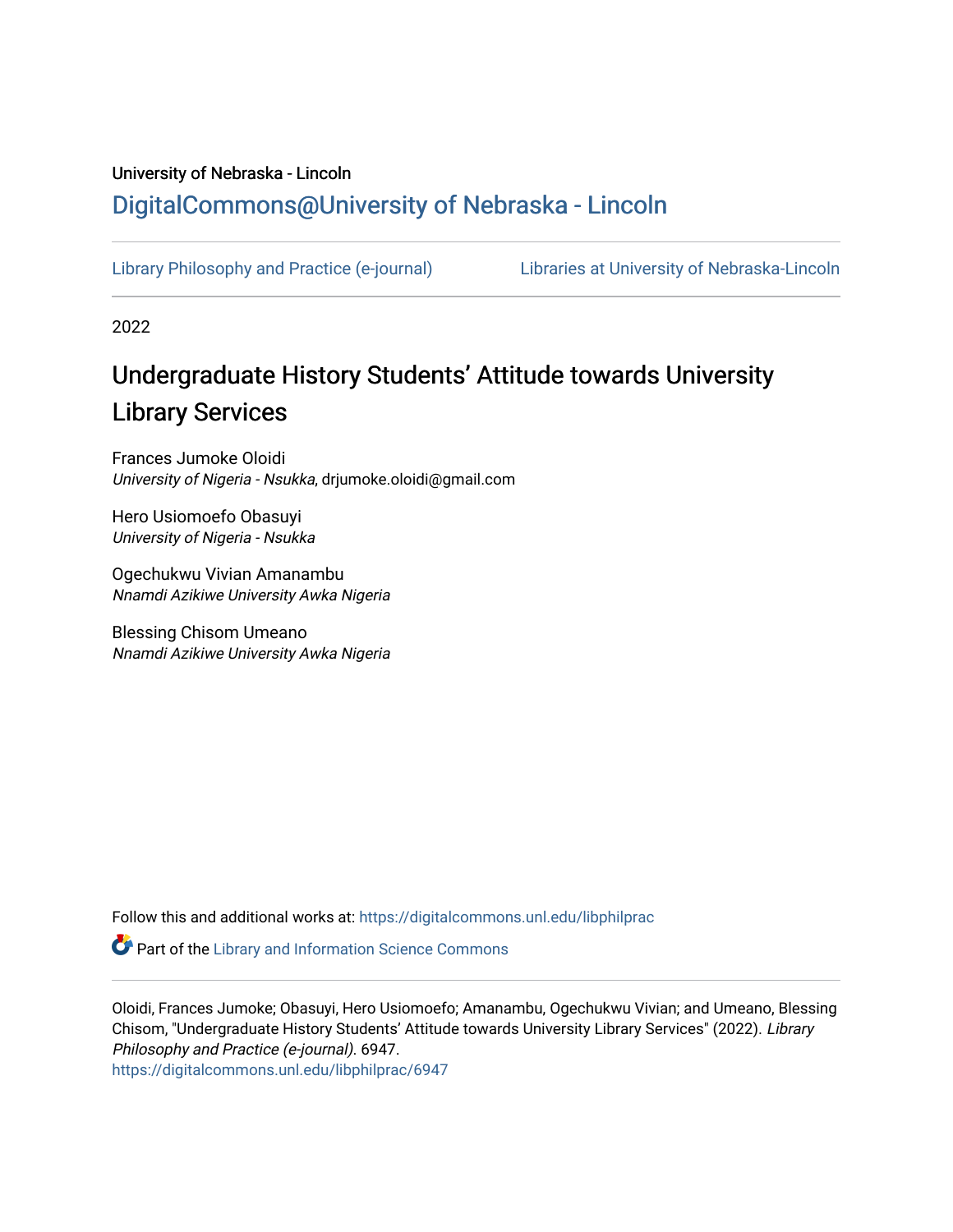University of Nebraska - Lincoln

DigitalCommons@University of Nebraska - Lincoln

Library Philosophy and Practice (e-journal) | Libraries at University of Nebraska-Lincoln

2022

# Undergraduate History Students' Attitude towards University Library Services

Frances Jumoke Oloidi
*University of Nigeria - Nsukka*, drjumoke.oloidi@gmail.com

Hero Usiomoefo Obasuyi
*University of Nigeria - Nsukka*

Ogechukwu Vivian Amanambu
*Nnamdi Azikiwe University Awka Nigeria*

Blessing Chisom Umeano
*Nnamdi Azikiwe University Awka Nigeria*

Follow this and additional works at: https://digitalcommons.unl.edu/libphilprac

Part of the Library and Information Science Commons

Oloidi, Frances Jumoke; Obasuyi, Hero Usiomoefo; Amanambu, Ogechukwu Vivian; and Umeano, Blessing Chisom, "Undergraduate History Students' Attitude towards University Library Services" (2022). *Library Philosophy and Practice (e-journal)*. 6947.
https://digitalcommons.unl.edu/libphilprac/6947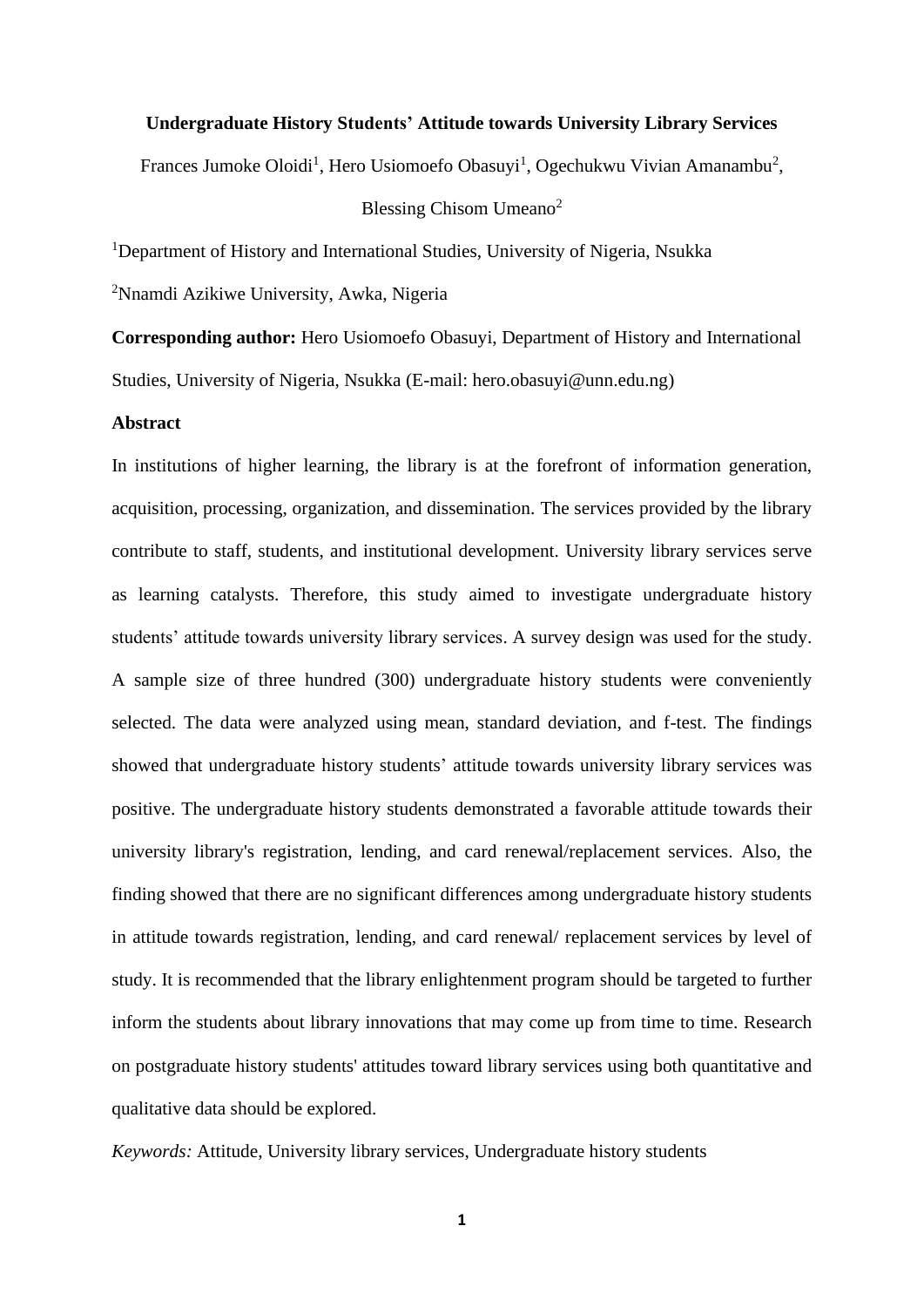**Undergraduate History Students' Attitude towards University Library Services**

Frances Jumoke Oloidi[1], Hero Usiomoefo Obasuyi[1], Ogechukwu Vivian Amanambu[2], Blessing Chisom Umeano[2]

[1]Department of History and International Studies, University of Nigeria, Nsukka

[2]Nnamdi Azikiwe University, Awka, Nigeria

**Corresponding author:** Hero Usiomoefo Obasuyi, Department of History and International Studies, University of Nigeria, Nsukka (E-mail: hero.obasuyi@unn.edu.ng)

**Abstract**

In institutions of higher learning, the library is at the forefront of information generation, acquisition, processing, organization, and dissemination. The services provided by the library contribute to staff, students, and institutional development. University library services serve as learning catalysts. Therefore, this study aimed to investigate undergraduate history students' attitude towards university library services. A survey design was used for the study. A sample size of three hundred (300) undergraduate history students were conveniently selected. The data were analyzed using mean, standard deviation, and f-test. The findings showed that undergraduate history students' attitude towards university library services was positive. The undergraduate history students demonstrated a favorable attitude towards their university library's registration, lending, and card renewal/replacement services. Also, the finding showed that there are no significant differences among undergraduate history students in attitude towards registration, lending, and card renewal/ replacement services by level of study. It is recommended that the library enlightenment program should be targeted to further inform the students about library innovations that may come up from time to time. Research on postgraduate history students' attitudes toward library services using both quantitative and qualitative data should be explored.

*Keywords:* Attitude, University library services, Undergraduate history students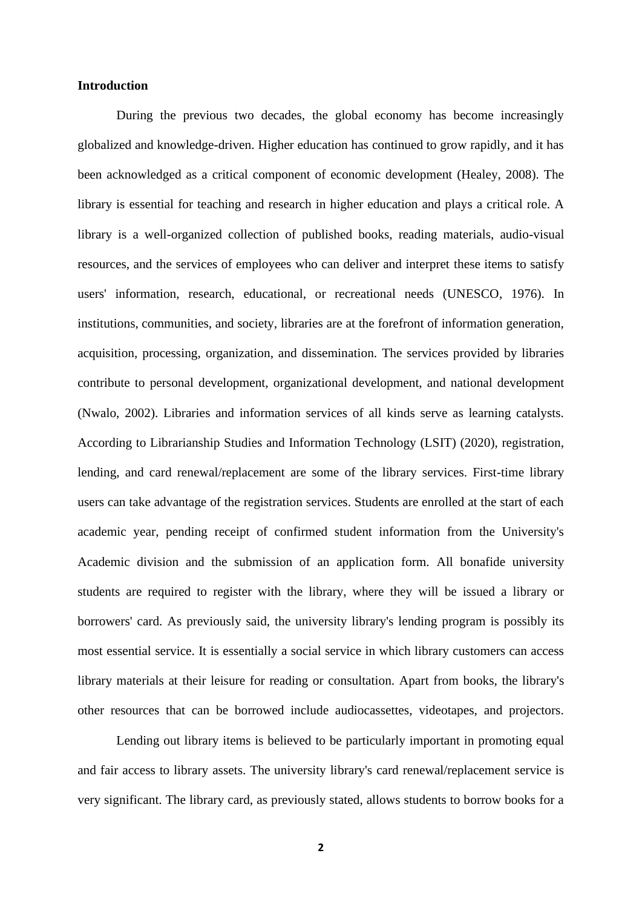**Introduction**

During the previous two decades, the global economy has become increasingly globalized and knowledge-driven. Higher education has continued to grow rapidly, and it has been acknowledged as a critical component of economic development (Healey, 2008). The library is essential for teaching and research in higher education and plays a critical role. A library is a well-organized collection of published books, reading materials, audio-visual resources, and the services of employees who can deliver and interpret these items to satisfy users' information, research, educational, or recreational needs (UNESCO, 1976). In institutions, communities, and society, libraries are at the forefront of information generation, acquisition, processing, organization, and dissemination. The services provided by libraries contribute to personal development, organizational development, and national development (Nwalo, 2002). Libraries and information services of all kinds serve as learning catalysts. According to Librarianship Studies and Information Technology (LSIT) (2020), registration, lending, and card renewal/replacement are some of the library services. First-time library users can take advantage of the registration services. Students are enrolled at the start of each academic year, pending receipt of confirmed student information from the University's Academic division and the submission of an application form. All bonafide university students are required to register with the library, where they will be issued a library or borrowers' card. As previously said, the university library's lending program is possibly its most essential service. It is essentially a social service in which library customers can access library materials at their leisure for reading or consultation. Apart from books, the library's other resources that can be borrowed include audiocassettes, videotapes, and projectors.

Lending out library items is believed to be particularly important in promoting equal and fair access to library assets. The university library's card renewal/replacement service is very significant. The library card, as previously stated, allows students to borrow books for a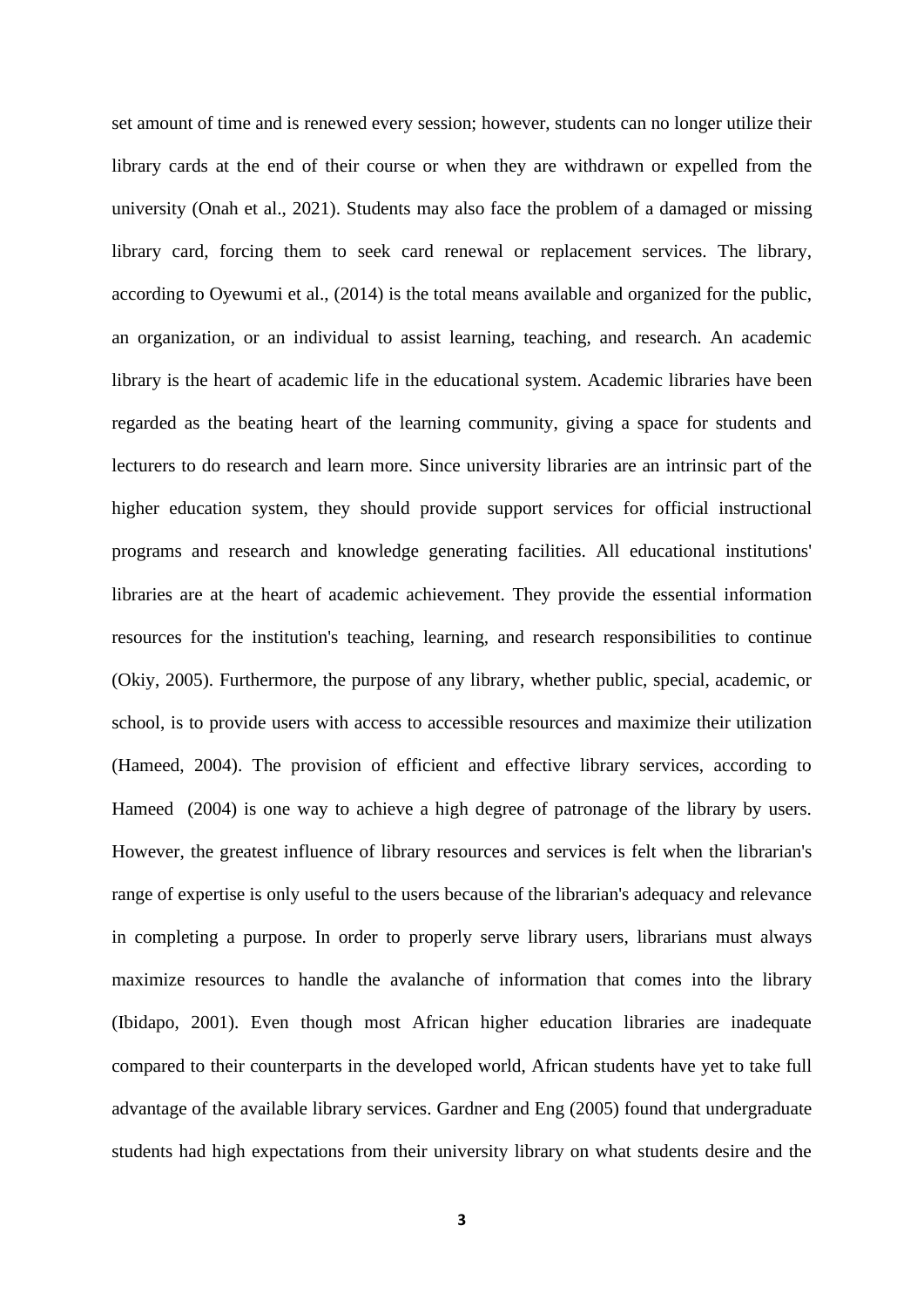set amount of time and is renewed every session; however, students can no longer utilize their library cards at the end of their course or when they are withdrawn or expelled from the university (Onah et al., 2021). Students may also face the problem of a damaged or missing library card, forcing them to seek card renewal or replacement services. The library, according to Oyewumi et al., (2014) is the total means available and organized for the public, an organization, or an individual to assist learning, teaching, and research. An academic library is the heart of academic life in the educational system. Academic libraries have been regarded as the beating heart of the learning community, giving a space for students and lecturers to do research and learn more. Since university libraries are an intrinsic part of the higher education system, they should provide support services for official instructional programs and research and knowledge generating facilities. All educational institutions' libraries are at the heart of academic achievement. They provide the essential information resources for the institution's teaching, learning, and research responsibilities to continue (Okiy, 2005). Furthermore, the purpose of any library, whether public, special, academic, or school, is to provide users with access to accessible resources and maximize their utilization (Hameed, 2004). The provision of efficient and effective library services, according to Hameed (2004) is one way to achieve a high degree of patronage of the library by users. However, the greatest influence of library resources and services is felt when the librarian's range of expertise is only useful to the users because of the librarian's adequacy and relevance in completing a purpose. In order to properly serve library users, librarians must always maximize resources to handle the avalanche of information that comes into the library (Ibidapo, 2001). Even though most African higher education libraries are inadequate compared to their counterparts in the developed world, African students have yet to take full advantage of the available library services. Gardner and Eng (2005) found that undergraduate students had high expectations from their university library on what students desire and the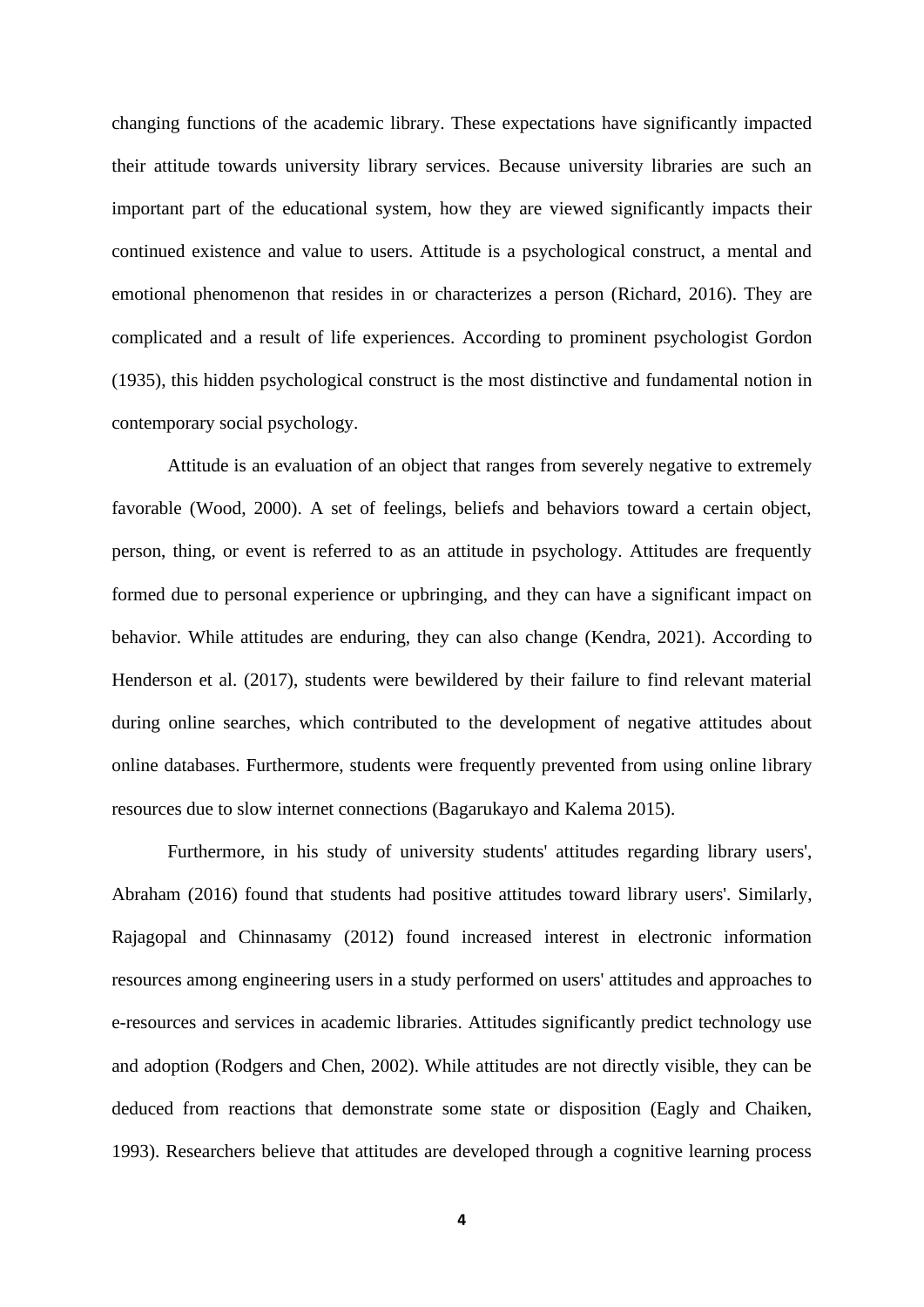changing functions of the academic library. These expectations have significantly impacted their attitude towards university library services. Because university libraries are such an important part of the educational system, how they are viewed significantly impacts their continued existence and value to users. Attitude is a psychological construct, a mental and emotional phenomenon that resides in or characterizes a person (Richard, 2016). They are complicated and a result of life experiences. According to prominent psychologist Gordon (1935), this hidden psychological construct is the most distinctive and fundamental notion in contemporary social psychology.

Attitude is an evaluation of an object that ranges from severely negative to extremely favorable (Wood, 2000). A set of feelings, beliefs and behaviors toward a certain object, person, thing, or event is referred to as an attitude in psychology. Attitudes are frequently formed due to personal experience or upbringing, and they can have a significant impact on behavior. While attitudes are enduring, they can also change (Kendra, 2021). According to Henderson et al. (2017), students were bewildered by their failure to find relevant material during online searches, which contributed to the development of negative attitudes about online databases. Furthermore, students were frequently prevented from using online library resources due to slow internet connections (Bagarukayo and Kalema 2015).

Furthermore, in his study of university students' attitudes regarding library users', Abraham (2016) found that students had positive attitudes toward library users'. Similarly, Rajagopal and Chinnasamy (2012) found increased interest in electronic information resources among engineering users in a study performed on users' attitudes and approaches to e-resources and services in academic libraries. Attitudes significantly predict technology use and adoption (Rodgers and Chen, 2002). While attitudes are not directly visible, they can be deduced from reactions that demonstrate some state or disposition (Eagly and Chaiken, 1993). Researchers believe that attitudes are developed through a cognitive learning process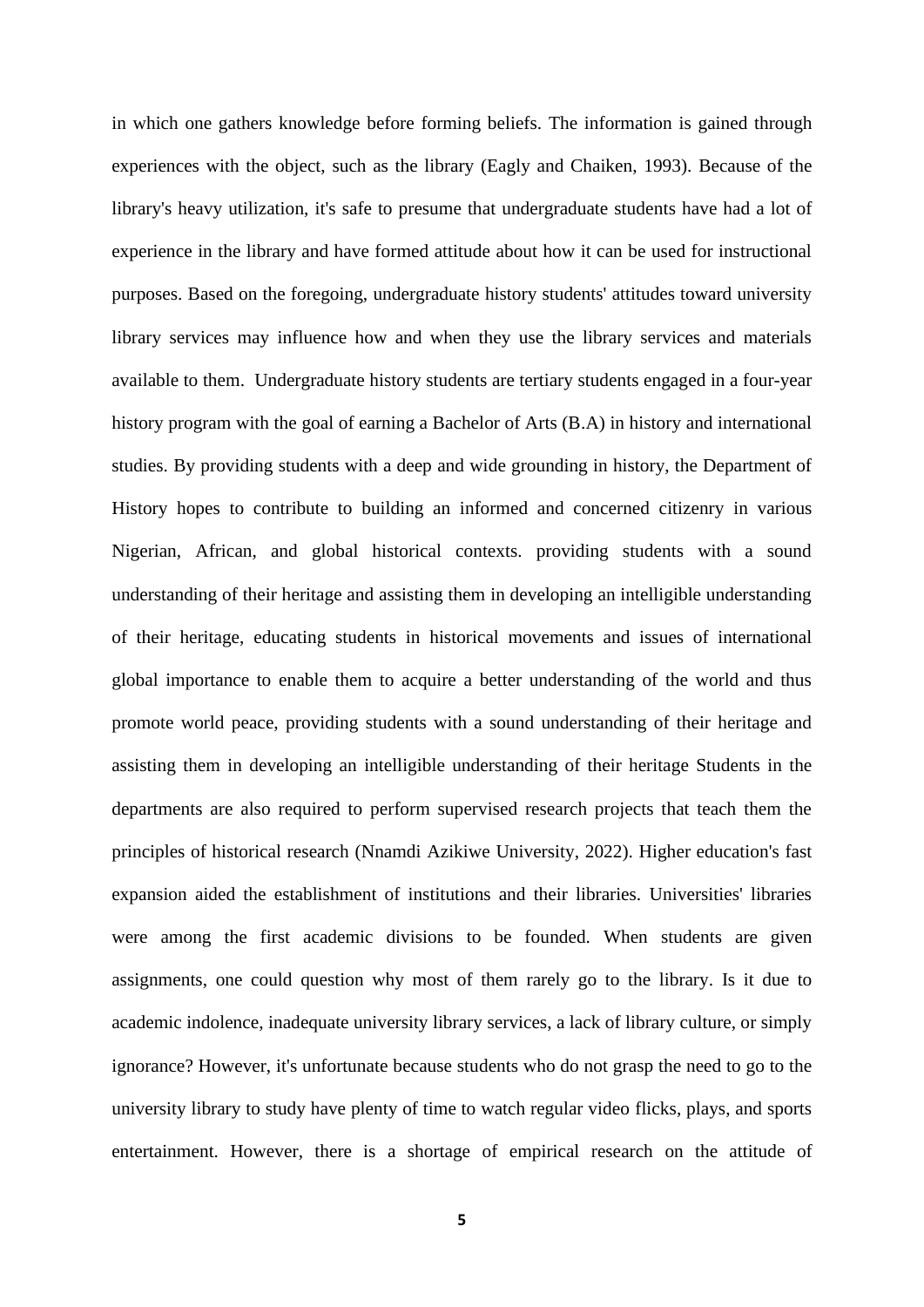in which one gathers knowledge before forming beliefs. The information is gained through experiences with the object, such as the library (Eagly and Chaiken, 1993). Because of the library's heavy utilization, it's safe to presume that undergraduate students have had a lot of experience in the library and have formed attitude about how it can be used for instructional purposes. Based on the foregoing, undergraduate history students' attitudes toward university library services may influence how and when they use the library services and materials available to them. Undergraduate history students are tertiary students engaged in a four-year history program with the goal of earning a Bachelor of Arts (B.A) in history and international studies. By providing students with a deep and wide grounding in history, the Department of History hopes to contribute to building an informed and concerned citizenry in various Nigerian, African, and global historical contexts. providing students with a sound understanding of their heritage and assisting them in developing an intelligible understanding of their heritage, educating students in historical movements and issues of international global importance to enable them to acquire a better understanding of the world and thus promote world peace, providing students with a sound understanding of their heritage and assisting them in developing an intelligible understanding of their heritage Students in the departments are also required to perform supervised research projects that teach them the principles of historical research (Nnamdi Azikiwe University, 2022). Higher education's fast expansion aided the establishment of institutions and their libraries. Universities' libraries were among the first academic divisions to be founded. When students are given assignments, one could question why most of them rarely go to the library. Is it due to academic indolence, inadequate university library services, a lack of library culture, or simply ignorance? However, it's unfortunate because students who do not grasp the need to go to the university library to study have plenty of time to watch regular video flicks, plays, and sports entertainment. However, there is a shortage of empirical research on the attitude of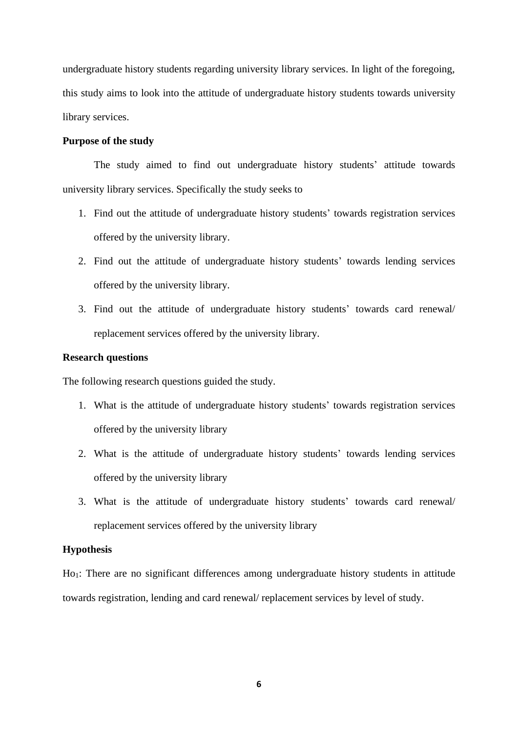undergraduate history students regarding university library services. In light of the foregoing, this study aims to look into the attitude of undergraduate history students towards university library services.

**Purpose of the study**

The study aimed to find out undergraduate history students' attitude towards university library services. Specifically the study seeks to

1. Find out the attitude of undergraduate history students' towards registration services offered by the university library.
2. Find out the attitude of undergraduate history students' towards lending services offered by the university library.
3. Find out the attitude of undergraduate history students' towards card renewal/ replacement services offered by the university library.

**Research questions**

The following research questions guided the study.

1. What is the attitude of undergraduate history students' towards registration services offered by the university library
2. What is the attitude of undergraduate history students' towards lending services offered by the university library
3. What is the attitude of undergraduate history students' towards card renewal/ replacement services offered by the university library

**Hypothesis**

$Ho_1$: There are no significant differences among undergraduate history students in attitude towards registration, lending and card renewal/ replacement services by level of study.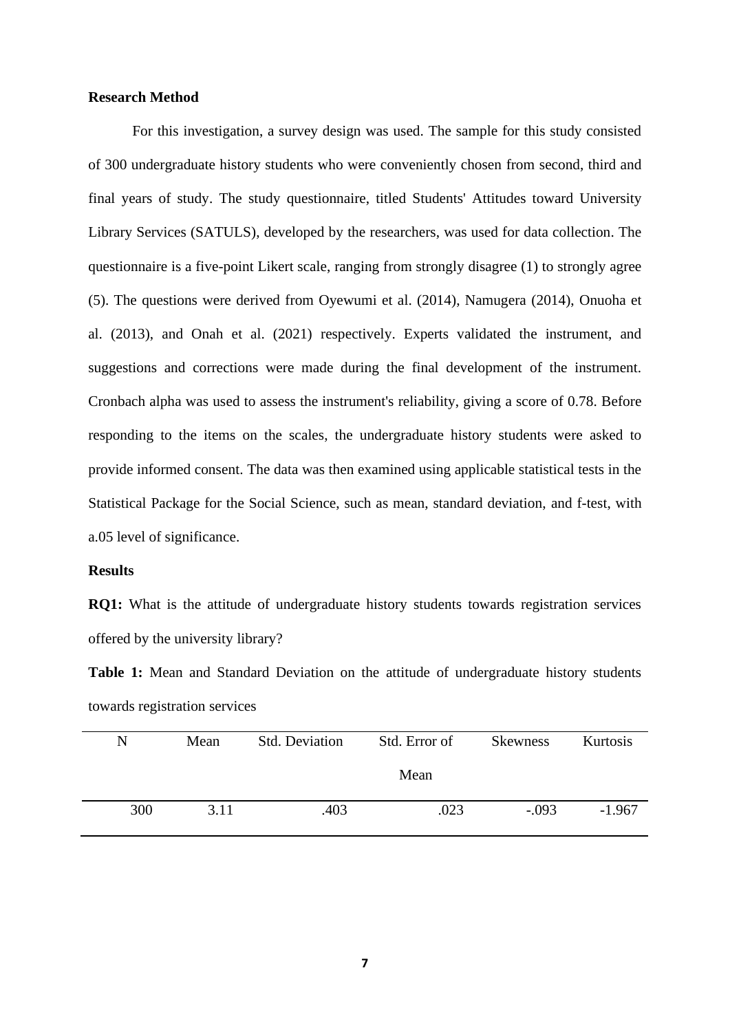**Research Method**

For this investigation, a survey design was used. The sample for this study consisted of 300 undergraduate history students who were conveniently chosen from second, third and final years of study. The study questionnaire, titled Students' Attitudes toward University Library Services (SATULS), developed by the researchers, was used for data collection. The questionnaire is a five-point Likert scale, ranging from strongly disagree (1) to strongly agree (5). The questions were derived from Oyewumi et al. (2014), Namugera (2014), Onuoha et al. (2013), and Onah et al. (2021) respectively. Experts validated the instrument, and suggestions and corrections were made during the final development of the instrument. Cronbach alpha was used to assess the instrument's reliability, giving a score of 0.78. Before responding to the items on the scales, the undergraduate history students were asked to provide informed consent. The data was then examined using applicable statistical tests in the Statistical Package for the Social Science, such as mean, standard deviation, and f-test, with a.05 level of significance.

**Results**

**RQ1:** What is the attitude of undergraduate history students towards registration services offered by the university library?

**Table 1:** Mean and Standard Deviation on the attitude of undergraduate history students towards registration services

| N | Mean | Std. Deviation | Std. Error of Mean | Skewness | Kurtosis |
|---|---|---|---|---|---|
| 300 | 3.11 | .403 | .023 | -.093 | -1.967 |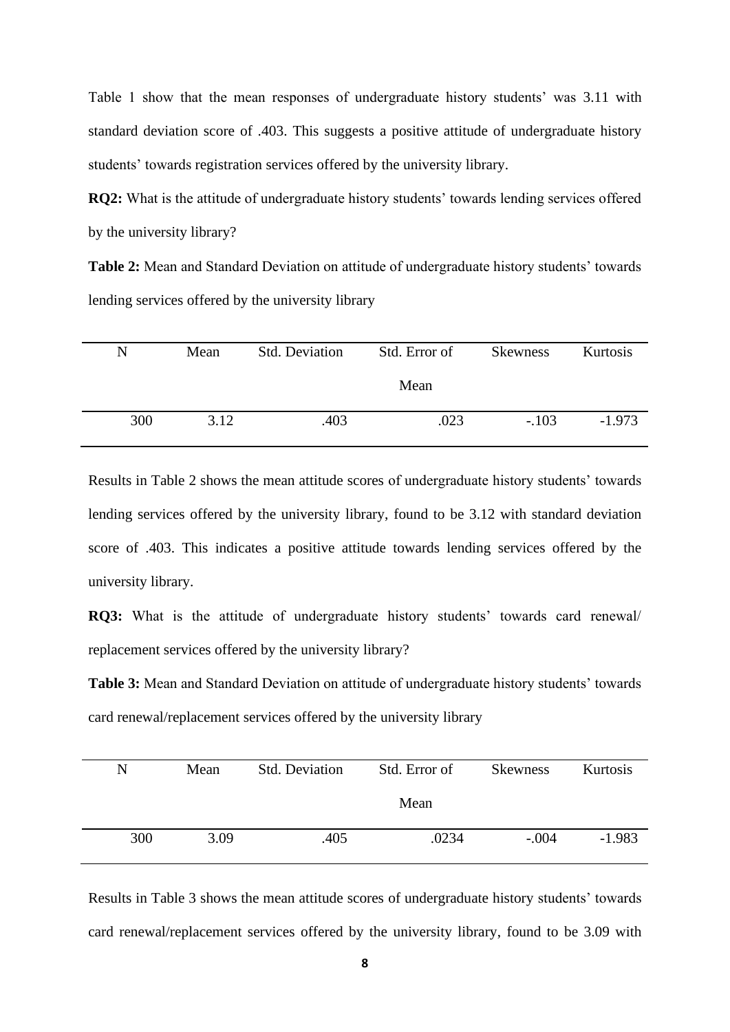Table 1 show that the mean responses of undergraduate history students' was 3.11 with standard deviation score of .403. This suggests a positive attitude of undergraduate history students' towards registration services offered by the university library.

**RQ2:** What is the attitude of undergraduate history students' towards lending services offered by the university library?

**Table 2:** Mean and Standard Deviation on attitude of undergraduate history students' towards lending services offered by the university library

| N | Mean | Std. Deviation | Std. Error of Mean | Skewness | Kurtosis |
|---|---|---|---|---|---|
| 300 | 3.12 | .403 | .023 | -.103 | -1.973 |

Results in Table 2 shows the mean attitude scores of undergraduate history students' towards lending services offered by the university library, found to be 3.12 with standard deviation score of .403. This indicates a positive attitude towards lending services offered by the university library.

**RQ3:** What is the attitude of undergraduate history students' towards card renewal/ replacement services offered by the university library?

**Table 3:** Mean and Standard Deviation on attitude of undergraduate history students' towards card renewal/replacement services offered by the university library

| N | Mean | Std. Deviation | Std. Error of Mean | Skewness | Kurtosis |
|---|---|---|---|---|---|
| 300 | 3.09 | .405 | .0234 | -.004 | -1.983 |

Results in Table 3 shows the mean attitude scores of undergraduate history students' towards card renewal/replacement services offered by the university library, found to be 3.09 with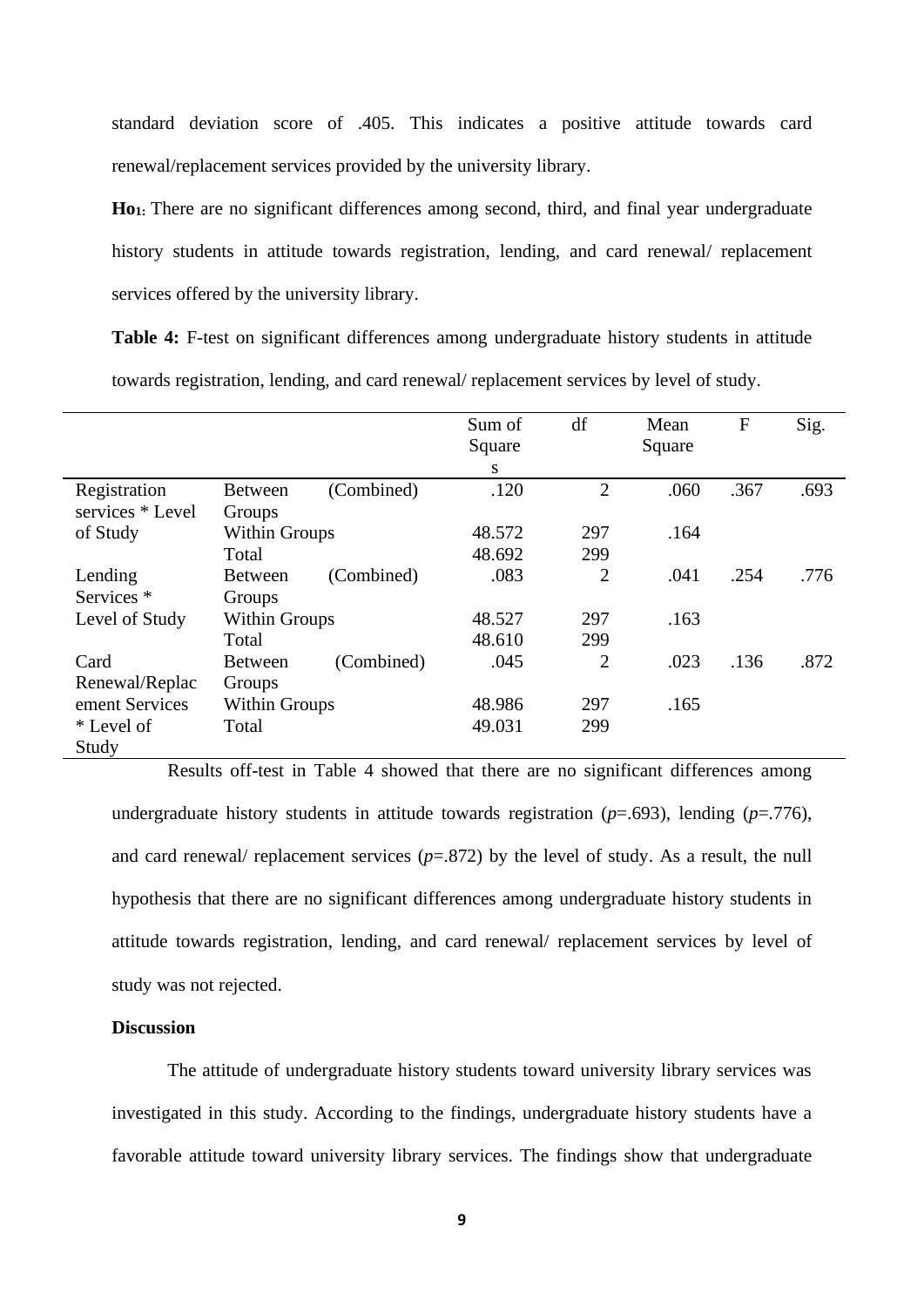standard deviation score of .405. This indicates a positive attitude towards card renewal/replacement services provided by the university library.

**Ho₁**: There are no significant differences among second, third, and final year undergraduate history students in attitude towards registration, lending, and card renewal/ replacement services offered by the university library.

**Table 4:** F-test on significant differences among undergraduate history students in attitude towards registration, lending, and card renewal/ replacement services by level of study.

| | | Sum of Squares | df | Mean Square | F | Sig. |
|---|---|---|---|---|---|---|
| Registration services * Level of Study | Between Groups (Combined) | .120 | 2 | .060 | .367 | .693 |
| | Within Groups | 48.572 | 297 | .164 | | |
| | Total | 48.692 | 299 | | | |
| Lending Services * Level of Study | Between Groups (Combined) | .083 | 2 | .041 | .254 | .776 |
| | Within Groups | 48.527 | 297 | .163 | | |
| | Total | 48.610 | 299 | | | |
| Card Renewal/Replacement Services * Level of Study | Between Groups (Combined) | .045 | 2 | .023 | .136 | .872 |
| | Within Groups | 48.986 | 297 | .165 | | |
| | Total | 49.031 | 299 | | | |

Results off-test in Table 4 showed that there are no significant differences among undergraduate history students in attitude towards registration ($p$=.693), lending ($p$=.776), and card renewal/ replacement services ($p$=.872) by the level of study. As a result, the null hypothesis that there are no significant differences among undergraduate history students in attitude towards registration, lending, and card renewal/ replacement services by level of study was not rejected.

**Discussion**

The attitude of undergraduate history students toward university library services was investigated in this study. According to the findings, undergraduate history students have a favorable attitude toward university library services. The findings show that undergraduate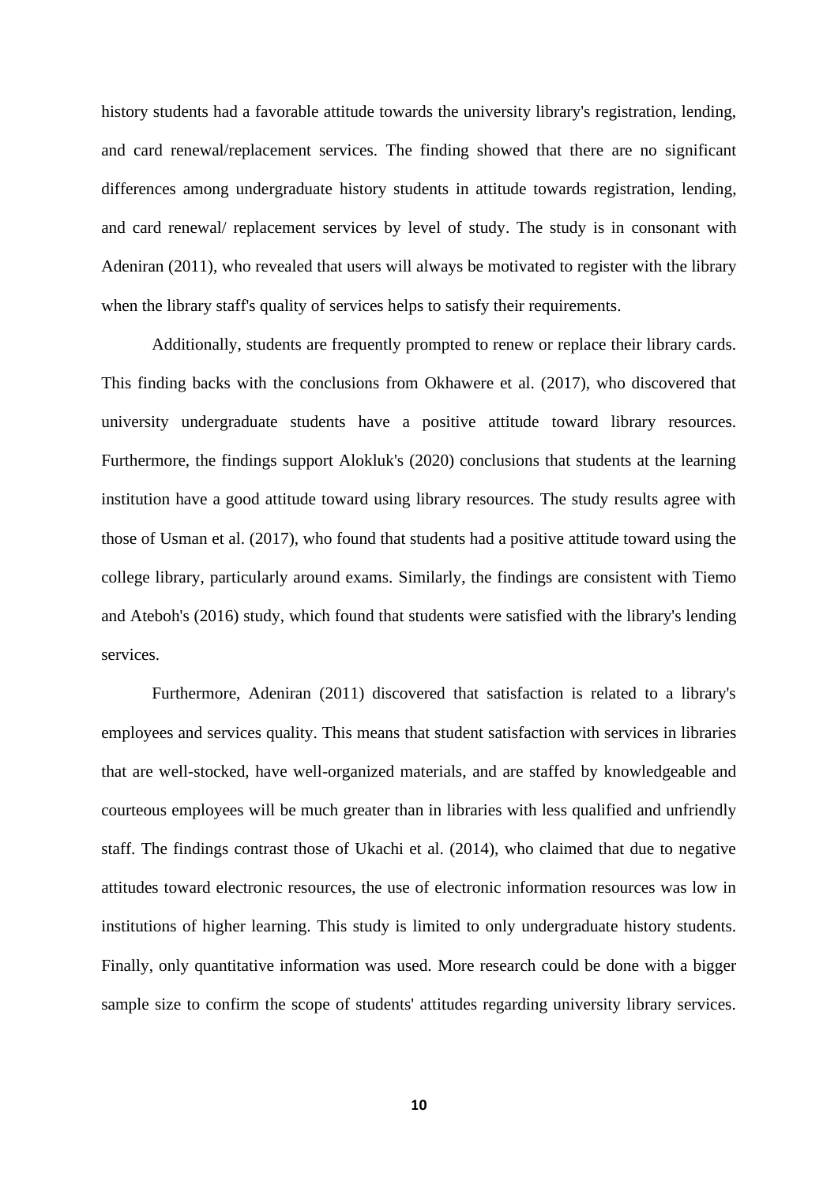history students had a favorable attitude towards the university library's registration, lending, and card renewal/replacement services. The finding showed that there are no significant differences among undergraduate history students in attitude towards registration, lending, and card renewal/ replacement services by level of study. The study is in consonant with Adeniran (2011), who revealed that users will always be motivated to register with the library when the library staff's quality of services helps to satisfy their requirements.

Additionally, students are frequently prompted to renew or replace their library cards. This finding backs with the conclusions from Okhawere et al. (2017), who discovered that university undergraduate students have a positive attitude toward library resources. Furthermore, the findings support Alokluk's (2020) conclusions that students at the learning institution have a good attitude toward using library resources. The study results agree with those of Usman et al. (2017), who found that students had a positive attitude toward using the college library, particularly around exams. Similarly, the findings are consistent with Tiemo and Ateboh's (2016) study, which found that students were satisfied with the library's lending services.

Furthermore, Adeniran (2011) discovered that satisfaction is related to a library's employees and services quality. This means that student satisfaction with services in libraries that are well-stocked, have well-organized materials, and are staffed by knowledgeable and courteous employees will be much greater than in libraries with less qualified and unfriendly staff. The findings contrast those of Ukachi et al. (2014), who claimed that due to negative attitudes toward electronic resources, the use of electronic information resources was low in institutions of higher learning. This study is limited to only undergraduate history students. Finally, only quantitative information was used. More research could be done with a bigger sample size to confirm the scope of students' attitudes regarding university library services.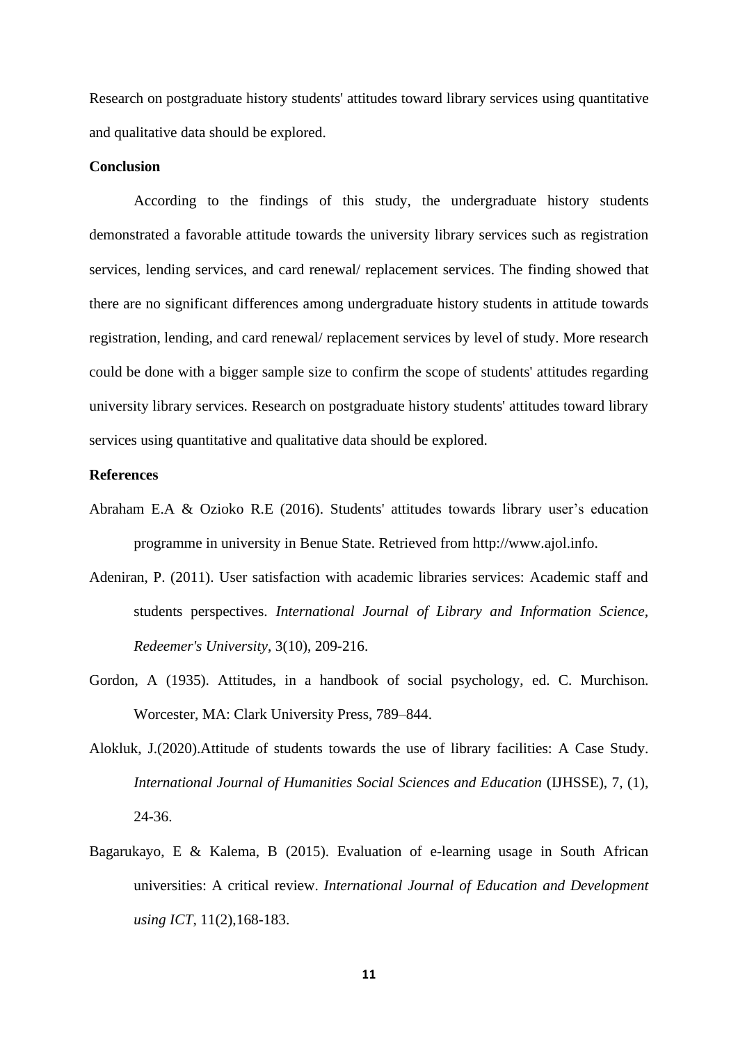Research on postgraduate history students' attitudes toward library services using quantitative and qualitative data should be explored.

**Conclusion**

According to the findings of this study, the undergraduate history students demonstrated a favorable attitude towards the university library services such as registration services, lending services, and card renewal/ replacement services. The finding showed that there are no significant differences among undergraduate history students in attitude towards registration, lending, and card renewal/ replacement services by level of study. More research could be done with a bigger sample size to confirm the scope of students' attitudes regarding university library services. Research on postgraduate history students' attitudes toward library services using quantitative and qualitative data should be explored.

**References**

Abraham E.A & Ozioko R.E (2016). Students' attitudes towards library user's education programme in university in Benue State. Retrieved from http://www.ajol.info.

Adeniran, P. (2011). User satisfaction with academic libraries services: Academic staff and students perspectives. *International Journal of Library and Information Science, Redeemer's University*, 3(10), 209-216.

Gordon, A (1935). Attitudes, in a handbook of social psychology, ed. C. Murchison. Worcester, MA: Clark University Press, 789–844.

Alokluk, J.(2020).Attitude of students towards the use of library facilities: A Case Study. *International Journal of Humanities Social Sciences and Education* (IJHSSE), 7, (1), 24-36.

Bagarukayo, E & Kalema, B (2015). Evaluation of e-learning usage in South African universities: A critical review. *International Journal of Education and Development using ICT*, 11(2),168-183.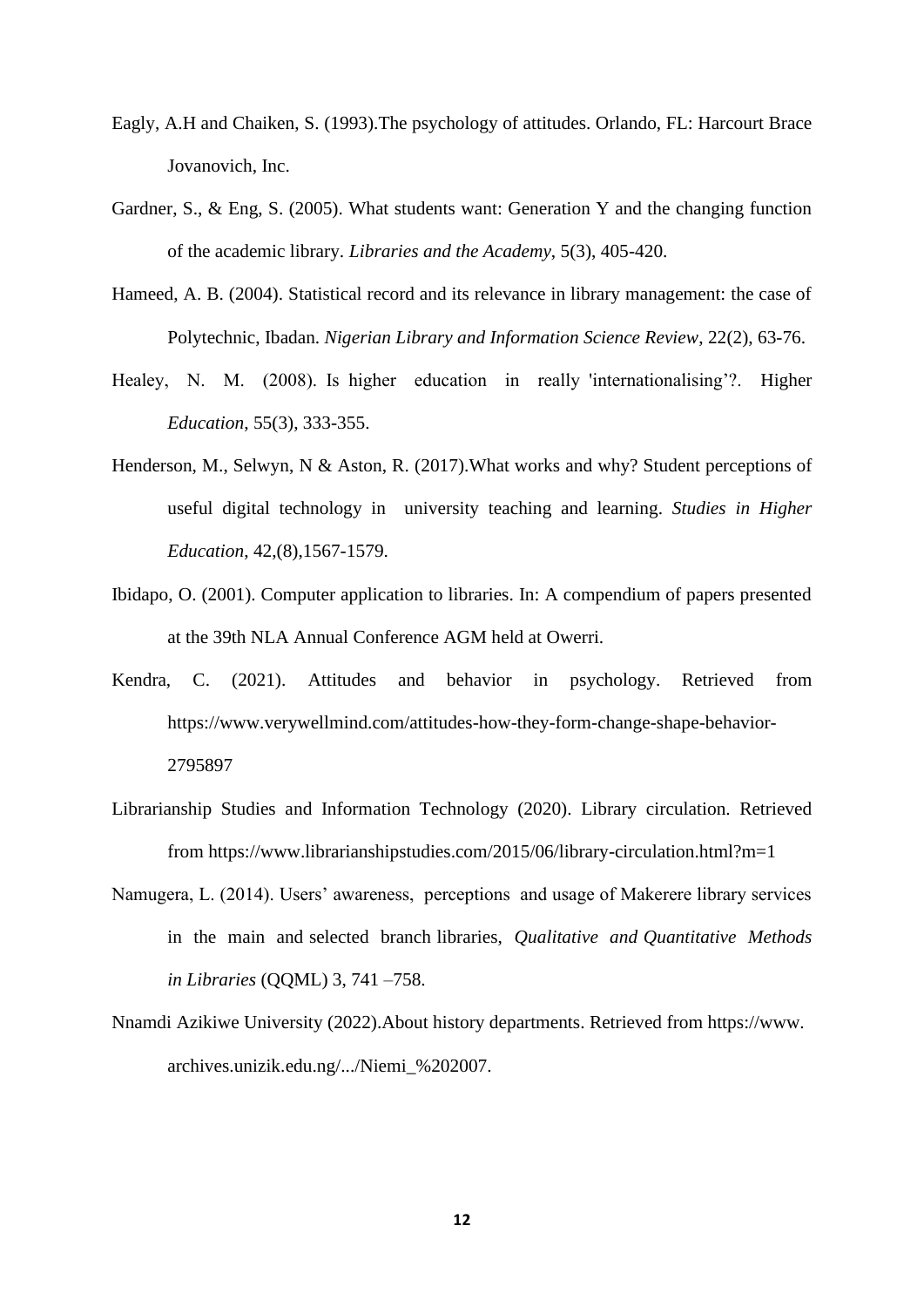Eagly, A.H and Chaiken, S. (1993).The psychology of attitudes. Orlando, FL: Harcourt Brace Jovanovich, Inc.

Gardner, S., & Eng, S. (2005). What students want: Generation Y and the changing function of the academic library. *Libraries and the Academy*, 5(3), 405-420.

Hameed, A. B. (2004). Statistical record and its relevance in library management: the case of Polytechnic, Ibadan. *Nigerian Library and Information Science Review*, 22(2), 63-76.

Healey, N. M. (2008). Is higher education in really 'internationalising'?. Higher *Education*, 55(3), 333-355.

Henderson, M., Selwyn, N & Aston, R. (2017).What works and why? Student perceptions of useful digital technology in university teaching and learning. *Studies in Higher Education*, 42,(8),1567-1579.

Ibidapo, O. (2001). Computer application to libraries. In: A compendium of papers presented at the 39th NLA Annual Conference AGM held at Owerri.

Kendra, C. (2021). Attitudes and behavior in psychology. Retrieved from https://www.verywellmind.com/attitudes-how-they-form-change-shape-behavior-2795897

Librarianship Studies and Information Technology (2020). Library circulation. Retrieved from https://www.librarianshipstudies.com/2015/06/library-circulation.html?m=1

Namugera, L. (2014). Users' awareness, perceptions and usage of Makerere library services in the main and selected branch libraries, *Qualitative and Quantitative Methods in Libraries* (QQML) 3, 741 –758.

Nnamdi Azikiwe University (2022).About history departments. Retrieved from https://www. archives.unizik.edu.ng/.../Niemi_%202007.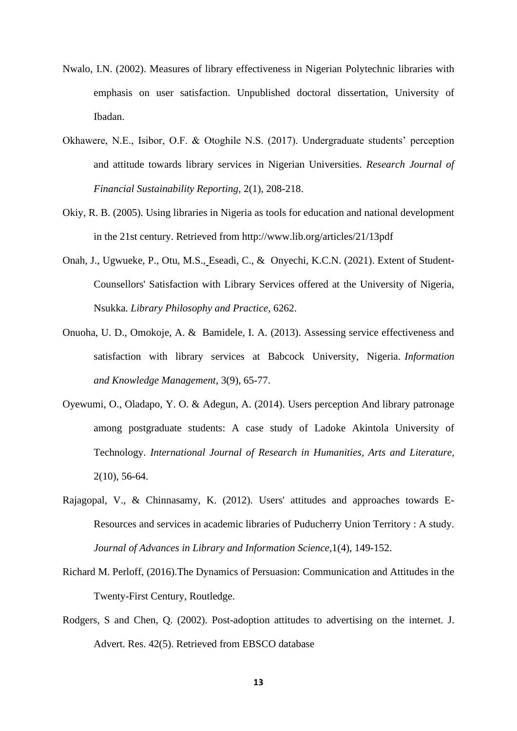Nwalo, I.N. (2002). Measures of library effectiveness in Nigerian Polytechnic libraries with emphasis on user satisfaction. Unpublished doctoral dissertation, University of Ibadan.

Okhawere, N.E., Isibor, O.F. & Otoghile N.S. (2017). Undergraduate students' perception and attitude towards library services in Nigerian Universities. *Research Journal of Financial Sustainability Reporting*, 2(1), 208-218.

Okiy, R. B. (2005). Using libraries in Nigeria as tools for education and national development in the 21st century. Retrieved from http://www.lib.org/articles/21/13pdf

Onah, J., Ugwueke, P., Otu, M.S., Eseadi, C., & Onyechi, K.C.N. (2021). Extent of Student-Counsellors' Satisfaction with Library Services offered at the University of Nigeria, Nsukka. *Library Philosophy and Practice*, 6262.

Onuoha, U. D., Omokoje, A. & Bamidele, I. A. (2013). Assessing service effectiveness and satisfaction with library services at Babcock University, Nigeria. *Information and Knowledge Management*, 3(9), 65-77.

Oyewumi, O., Oladapo, Y. O. & Adegun, A. (2014). Users perception And library patronage among postgraduate students: A case study of Ladoke Akintola University of Technology. *International Journal of Research in Humanities, Arts and Literature*, 2(10), 56-64.

Rajagopal, V., & Chinnasamy, K. (2012). Users' attitudes and approaches towards E-Resources and services in academic libraries of Puducherry Union Territory : A study. *Journal of Advances in Library and Information Science*,1(4), 149-152.

Richard M. Perloff, (2016).The Dynamics of Persuasion: Communication and Attitudes in the Twenty-First Century, Routledge.

Rodgers, S and Chen, Q. (2002). Post-adoption attitudes to advertising on the internet. J. Advert. Res. 42(5). Retrieved from EBSCO database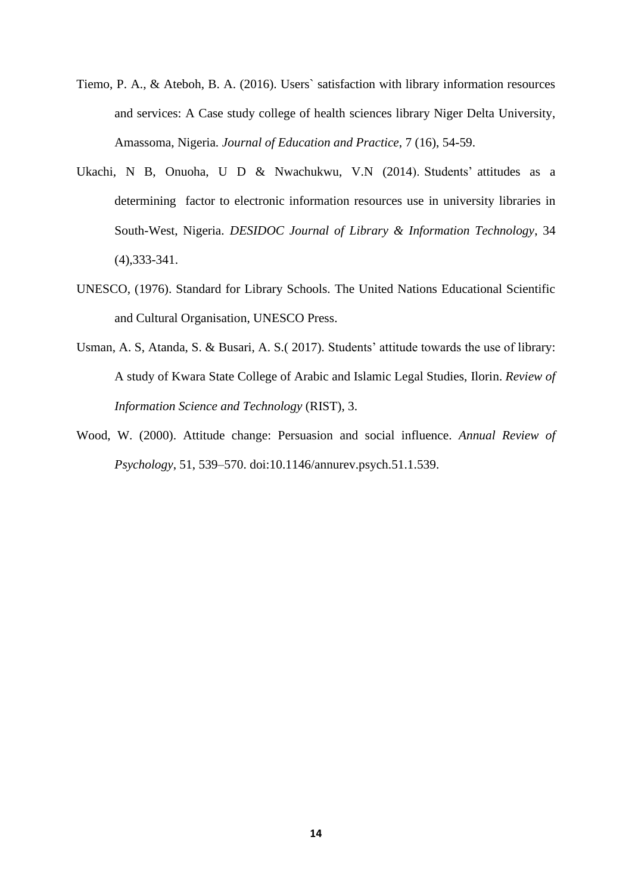Tiemo, P. A., & Ateboh, B. A. (2016). Users` satisfaction with library information resources and services: A Case study college of health sciences library Niger Delta University, Amassoma, Nigeria. *Journal of Education and Practice*, 7 (16), 54-59.

Ukachi, N B, Onuoha, U D & Nwachukwu, V.N (2014). Students' attitudes as a determining factor to electronic information resources use in university libraries in South-West, Nigeria. *DESIDOC Journal of Library & Information Technology*, 34 (4),333-341.

UNESCO, (1976). Standard for Library Schools. The United Nations Educational Scientific and Cultural Organisation, UNESCO Press.

Usman, A. S, Atanda, S. & Busari, A. S.( 2017). Students' attitude towards the use of library: A study of Kwara State College of Arabic and Islamic Legal Studies, Ilorin. *Review of Information Science and Technology* (RIST), 3.

Wood, W. (2000). Attitude change: Persuasion and social influence. *Annual Review of Psychology*, 51, 539–570. doi:10.1146/annurev.psych.51.1.539.